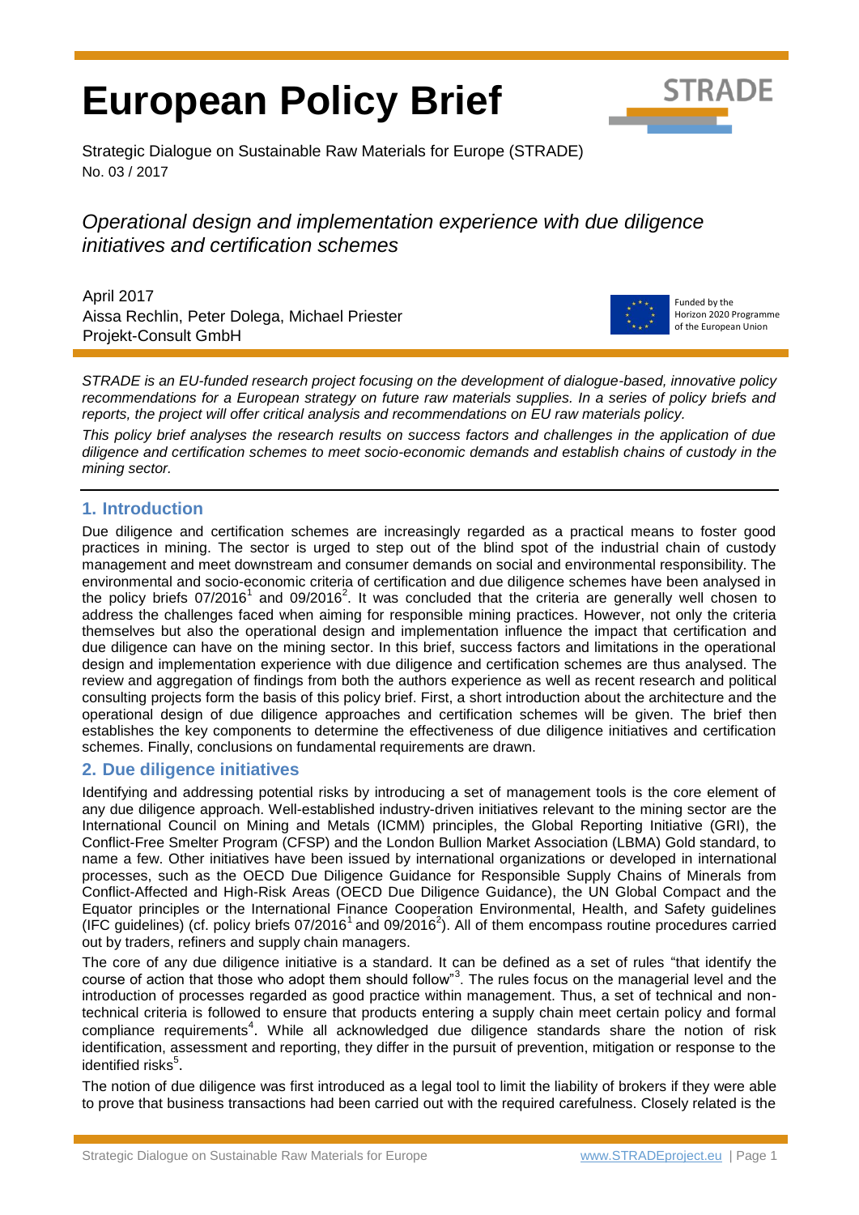# European Policy Brief

Strategic Dialogue on Sustainable Raw Materials for Europe (STRADE)
No. 03 / 2017

*Operational design and implementation experience with due diligence initiatives and certification schemes*

April 2017
Aissa Rechlin, Peter Dolega, Michael Priester
Projekt-Consult GmbH

Funded by the Horizon 2020 Programme of the European Union

*STRADE is an EU-funded research project focusing on the development of dialogue-based, innovative policy recommendations for a European strategy on future raw materials supplies. In a series of policy briefs and reports, the project will offer critical analysis and recommendations on EU raw materials policy.*

*This policy brief analyses the research results on success factors and challenges in the application of due diligence and certification schemes to meet socio-economic demands and establish chains of custody in the mining sector.*

## 1. Introduction

Due diligence and certification schemes are increasingly regarded as a practical means to foster good practices in mining. The sector is urged to step out of the blind spot of the industrial chain of custody management and meet downstream and consumer demands on social and environmental responsibility. The environmental and socio-economic criteria of certification and due diligence schemes have been analysed in the policy briefs 07/2016[1] and 09/2016[2]. It was concluded that the criteria are generally well chosen to address the challenges faced when aiming for responsible mining practices. However, not only the criteria themselves but also the operational design and implementation influence the impact that certification and due diligence can have on the mining sector. In this brief, success factors and limitations in the operational design and implementation experience with due diligence and certification schemes are thus analysed. The review and aggregation of findings from both the authors experience as well as recent research and political consulting projects form the basis of this policy brief. First, a short introduction about the architecture and the operational design of due diligence approaches and certification schemes will be given. The brief then establishes the key components to determine the effectiveness of due diligence initiatives and certification schemes. Finally, conclusions on fundamental requirements are drawn.

## 2. Due diligence initiatives

Identifying and addressing potential risks by introducing a set of management tools is the core element of any due diligence approach. Well-established industry-driven initiatives relevant to the mining sector are the International Council on Mining and Metals (ICMM) principles, the Global Reporting Initiative (GRI), the Conflict-Free Smelter Program (CFSP) and the London Bullion Market Association (LBMA) Gold standard, to name a few. Other initiatives have been issued by international organizations or developed in international processes, such as the OECD Due Diligence Guidance for Responsible Supply Chains of Minerals from Conflict-Affected and High-Risk Areas (OECD Due Diligence Guidance), the UN Global Compact and the Equator principles or the International Finance Cooperation Environmental, Health, and Safety guidelines (IFC guidelines) (cf. policy briefs 07/2016[1] and 09/2016[2]). All of them encompass routine procedures carried out by traders, refiners and supply chain managers.

The core of any due diligence initiative is a standard. It can be defined as a set of rules "that identify the course of action that those who adopt them should follow"[3]. The rules focus on the managerial level and the introduction of processes regarded as good practice within management. Thus, a set of technical and non-technical criteria is followed to ensure that products entering a supply chain meet certain policy and formal compliance requirements[4]. While all acknowledged due diligence standards share the notion of risk identification, assessment and reporting, they differ in the pursuit of prevention, mitigation or response to the identified risks[5].

The notion of due diligence was first introduced as a legal tool to limit the liability of brokers if they were able to prove that business transactions had been carried out with the required carefulness. Closely related is the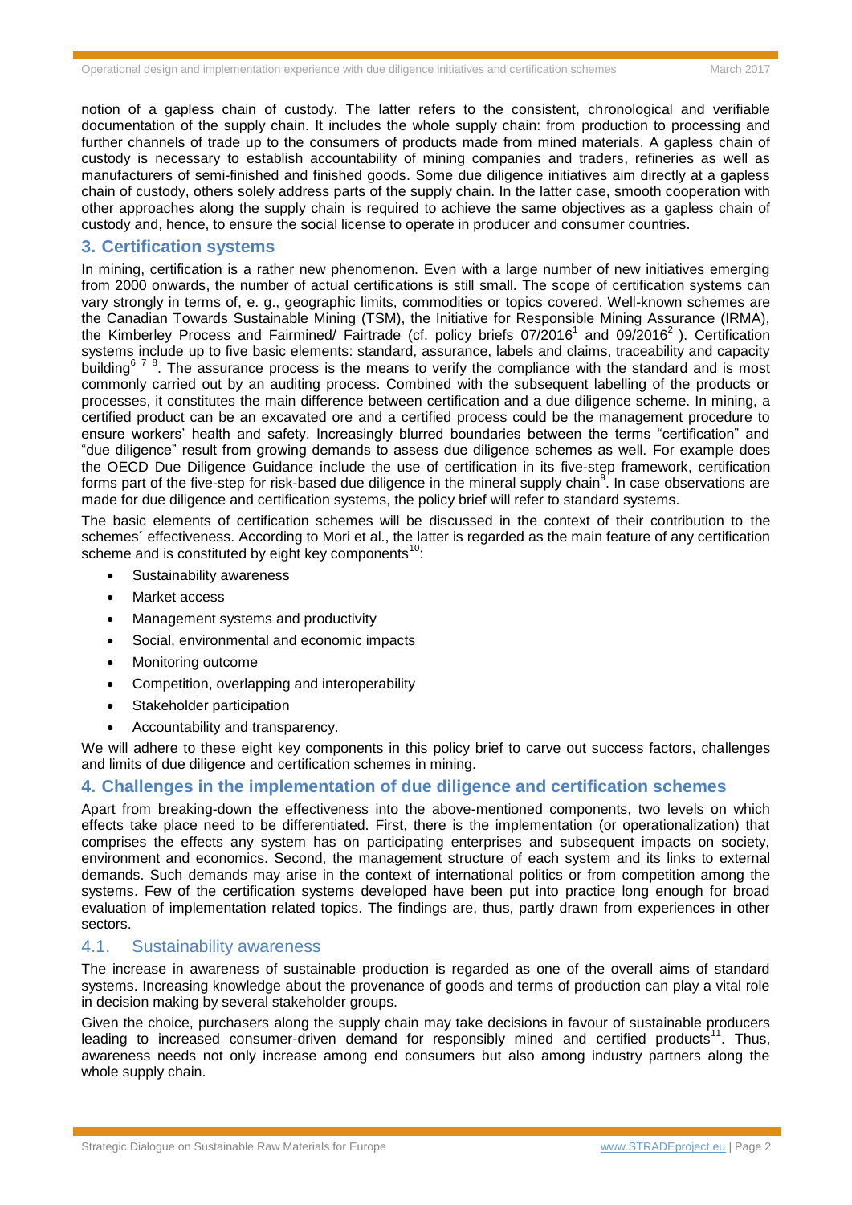notion of a gapless chain of custody. The latter refers to the consistent, chronological and verifiable documentation of the supply chain. It includes the whole supply chain: from production to processing and further channels of trade up to the consumers of products made from mined materials. A gapless chain of custody is necessary to establish accountability of mining companies and traders, refineries as well as manufacturers of semi-finished and finished goods. Some due diligence initiatives aim directly at a gapless chain of custody, others solely address parts of the supply chain. In the latter case, smooth cooperation with other approaches along the supply chain is required to achieve the same objectives as a gapless chain of custody and, hence, to ensure the social license to operate in producer and consumer countries.

## 3. Certification systems

In mining, certification is a rather new phenomenon. Even with a large number of new initiatives emerging from 2000 onwards, the number of actual certifications is still small. The scope of certification systems can vary strongly in terms of, e. g., geographic limits, commodities or topics covered. Well-known schemes are the Canadian Towards Sustainable Mining (TSM), the Initiative for Responsible Mining Assurance (IRMA), the Kimberley Process and Fairmined/ Fairtrade (cf. policy briefs 07/2016[1] and 09/2016[2] ). Certification systems include up to five basic elements: standard, assurance, labels and claims, traceability and capacity building[6 7 8]. The assurance process is the means to verify the compliance with the standard and is most commonly carried out by an auditing process. Combined with the subsequent labelling of the products or processes, it constitutes the main difference between certification and a due diligence scheme. In mining, a certified product can be an excavated ore and a certified process could be the management procedure to ensure workers' health and safety. Increasingly blurred boundaries between the terms "certification" and "due diligence" result from growing demands to assess due diligence schemes as well. For example does the OECD Due Diligence Guidance include the use of certification in its five-step framework, certification forms part of the five-step for risk-based due diligence in the mineral supply chain[9]. In case observations are made for due diligence and certification systems, the policy brief will refer to standard systems.

The basic elements of certification schemes will be discussed in the context of their contribution to the schemes´ effectiveness. According to Mori et al., the latter is regarded as the main feature of any certification scheme and is constituted by eight key components[10]:

- Sustainability awareness
- Market access
- Management systems and productivity
- Social, environmental and economic impacts
- Monitoring outcome
- Competition, overlapping and interoperability
- Stakeholder participation
- Accountability and transparency.

We will adhere to these eight key components in this policy brief to carve out success factors, challenges and limits of due diligence and certification schemes in mining.

## 4. Challenges in the implementation of due diligence and certification schemes

Apart from breaking-down the effectiveness into the above-mentioned components, two levels on which effects take place need to be differentiated. First, there is the implementation (or operationalization) that comprises the effects any system has on participating enterprises and subsequent impacts on society, environment and economics. Second, the management structure of each system and its links to external demands. Such demands may arise in the context of international politics or from competition among the systems. Few of the certification systems developed have been put into practice long enough for broad evaluation of implementation related topics. The findings are, thus, partly drawn from experiences in other sectors.

### 4.1. Sustainability awareness

The increase in awareness of sustainable production is regarded as one of the overall aims of standard systems. Increasing knowledge about the provenance of goods and terms of production can play a vital role in decision making by several stakeholder groups.

Given the choice, purchasers along the supply chain may take decisions in favour of sustainable producers leading to increased consumer-driven demand for responsibly mined and certified products[11]. Thus, awareness needs not only increase among end consumers but also among industry partners along the whole supply chain.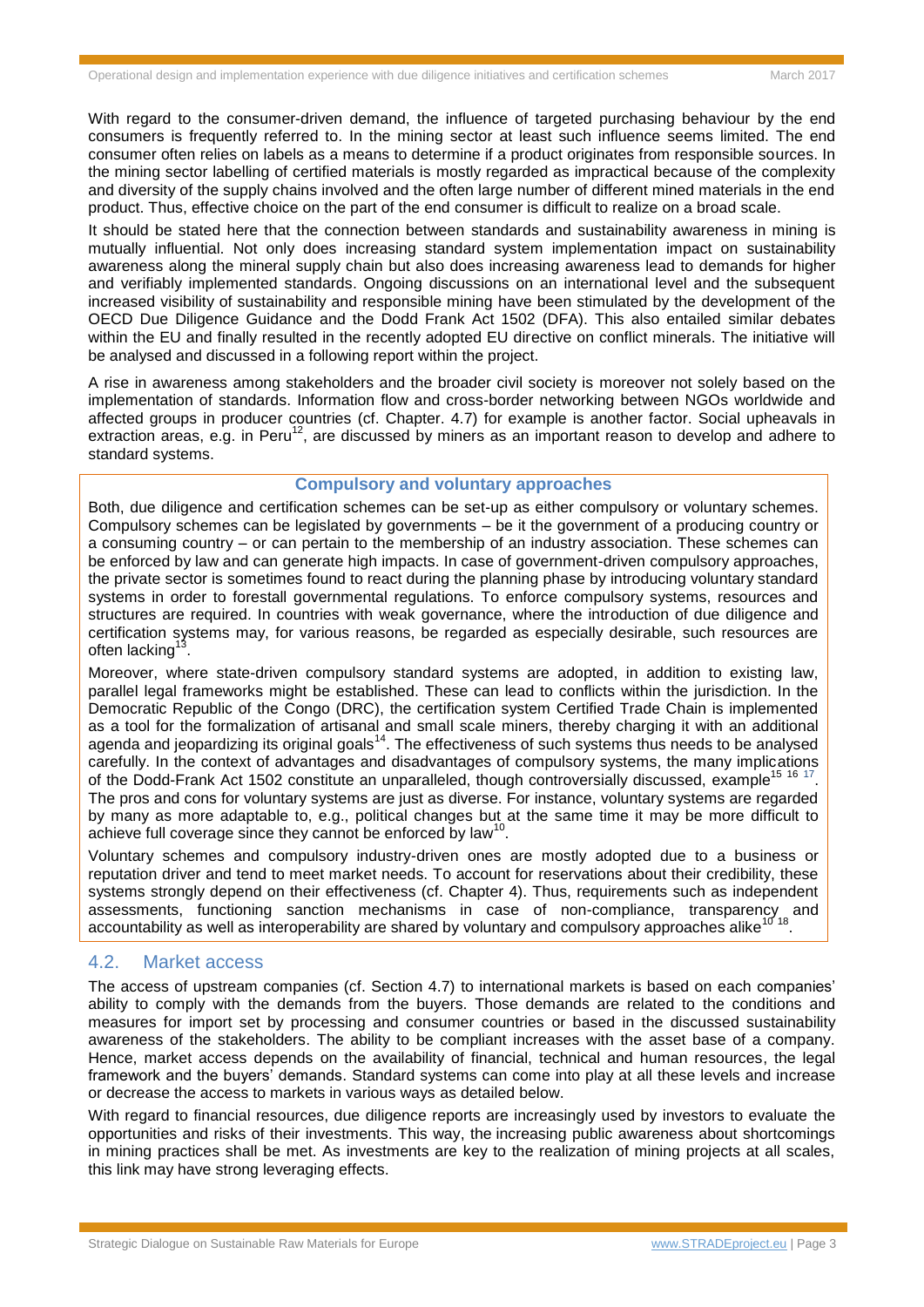With regard to the consumer-driven demand, the influence of targeted purchasing behaviour by the end consumers is frequently referred to. In the mining sector at least such influence seems limited. The end consumer often relies on labels as a means to determine if a product originates from responsible sources. In the mining sector labelling of certified materials is mostly regarded as impractical because of the complexity and diversity of the supply chains involved and the often large number of different mined materials in the end product. Thus, effective choice on the part of the end consumer is difficult to realize on a broad scale.

It should be stated here that the connection between standards and sustainability awareness in mining is mutually influential. Not only does increasing standard system implementation impact on sustainability awareness along the mineral supply chain but also does increasing awareness lead to demands for higher and verifiably implemented standards. Ongoing discussions on an international level and the subsequent increased visibility of sustainability and responsible mining have been stimulated by the development of the OECD Due Diligence Guidance and the Dodd Frank Act 1502 (DFA). This also entailed similar debates within the EU and finally resulted in the recently adopted EU directive on conflict minerals. The initiative will be analysed and discussed in a following report within the project.

A rise in awareness among stakeholders and the broader civil society is moreover not solely based on the implementation of standards. Information flow and cross-border networking between NGOs worldwide and affected groups in producer countries (cf. Chapter. 4.7) for example is another factor. Social upheavals in extraction areas, e.g. in Peru[12], are discussed by miners as an important reason to develop and adhere to standard systems.

### Compulsory and voluntary approaches

Both, due diligence and certification schemes can be set-up as either compulsory or voluntary schemes. Compulsory schemes can be legislated by governments – be it the government of a producing country or a consuming country – or can pertain to the membership of an industry association. These schemes can be enforced by law and can generate high impacts. In case of government-driven compulsory approaches, the private sector is sometimes found to react during the planning phase by introducing voluntary standard systems in order to forestall governmental regulations. To enforce compulsory systems, resources and structures are required. In countries with weak governance, where the introduction of due diligence and certification systems may, for various reasons, be regarded as especially desirable, such resources are often lacking[13].

Moreover, where state-driven compulsory standard systems are adopted, in addition to existing law, parallel legal frameworks might be established. These can lead to conflicts within the jurisdiction. In the Democratic Republic of the Congo (DRC), the certification system Certified Trade Chain is implemented as a tool for the formalization of artisanal and small scale miners, thereby charging it with an additional agenda and jeopardizing its original goals[14]. The effectiveness of such systems thus needs to be analysed carefully. In the context of advantages and disadvantages of compulsory systems, the many implications of the Dodd-Frank Act 1502 constitute an unparalleled, though controversially discussed, example[15 16 17]. The pros and cons for voluntary systems are just as diverse. For instance, voluntary systems are regarded by many as more adaptable to, e.g., political changes but at the same time it may be more difficult to achieve full coverage since they cannot be enforced by law[10].

Voluntary schemes and compulsory industry-driven ones are mostly adopted due to a business or reputation driver and tend to meet market needs. To account for reservations about their credibility, these systems strongly depend on their effectiveness (cf. Chapter 4). Thus, requirements such as independent assessments, functioning sanction mechanisms in case of non-compliance, transparency and accountability as well as interoperability are shared by voluntary and compulsory approaches alike[10 18].

## 4.2. Market access

The access of upstream companies (cf. Section 4.7) to international markets is based on each companies' ability to comply with the demands from the buyers. Those demands are related to the conditions and measures for import set by processing and consumer countries or based in the discussed sustainability awareness of the stakeholders. The ability to be compliant increases with the asset base of a company. Hence, market access depends on the availability of financial, technical and human resources, the legal framework and the buyers' demands. Standard systems can come into play at all these levels and increase or decrease the access to markets in various ways as detailed below.

With regard to financial resources, due diligence reports are increasingly used by investors to evaluate the opportunities and risks of their investments. This way, the increasing public awareness about shortcomings in mining practices shall be met. As investments are key to the realization of mining projects at all scales, this link may have strong leveraging effects.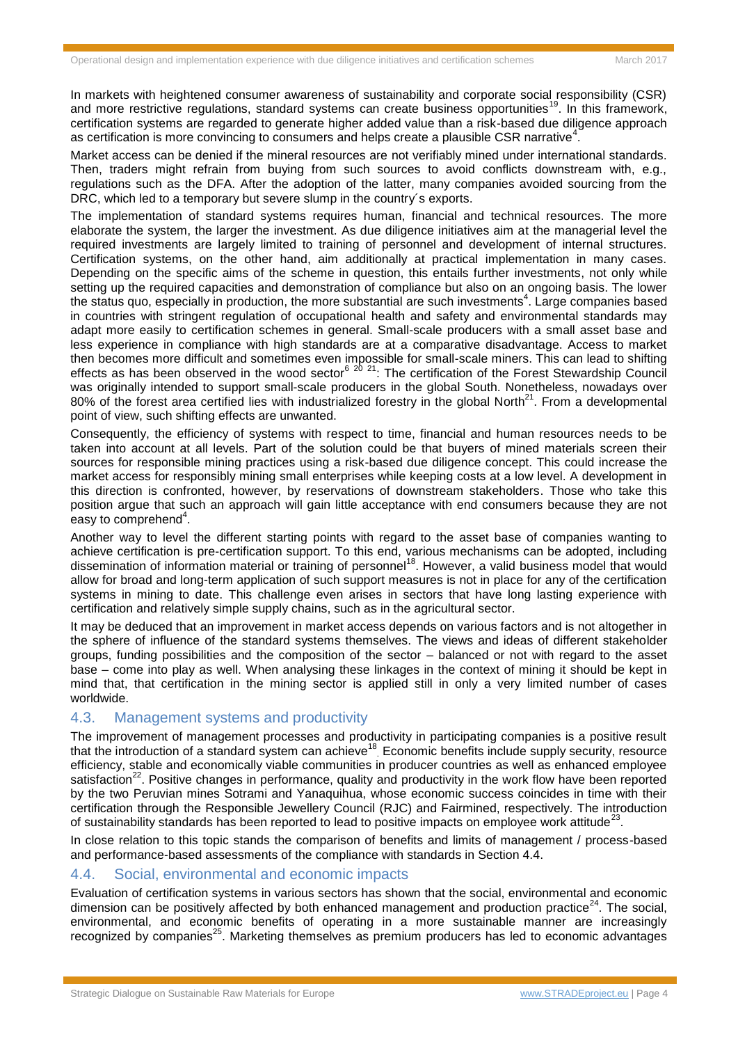In markets with heightened consumer awareness of sustainability and corporate social responsibility (CSR) and more restrictive regulations, standard systems can create business opportunities[19]. In this framework, certification systems are regarded to generate higher added value than a risk-based due diligence approach as certification is more convincing to consumers and helps create a plausible CSR narrative[4].

Market access can be denied if the mineral resources are not verifiably mined under international standards. Then, traders might refrain from buying from such sources to avoid conflicts downstream with, e.g., regulations such as the DFA. After the adoption of the latter, many companies avoided sourcing from the DRC, which led to a temporary but severe slump in the country´s exports.

The implementation of standard systems requires human, financial and technical resources. The more elaborate the system, the larger the investment. As due diligence initiatives aim at the managerial level the required investments are largely limited to training of personnel and development of internal structures. Certification systems, on the other hand, aim additionally at practical implementation in many cases. Depending on the specific aims of the scheme in question, this entails further investments, not only while setting up the required capacities and demonstration of compliance but also on an ongoing basis. The lower the status quo, especially in production, the more substantial are such investments[4]. Large companies based in countries with stringent regulation of occupational health and safety and environmental standards may adapt more easily to certification schemes in general. Small-scale producers with a small asset base and less experience in compliance with high standards are at a comparative disadvantage. Access to market then becomes more difficult and sometimes even impossible for small-scale miners. This can lead to shifting effects as has been observed in the wood sector[6 20 21]: The certification of the Forest Stewardship Council was originally intended to support small-scale producers in the global South. Nonetheless, nowadays over 80% of the forest area certified lies with industrialized forestry in the global North[21]. From a developmental point of view, such shifting effects are unwanted.

Consequently, the efficiency of systems with respect to time, financial and human resources needs to be taken into account at all levels. Part of the solution could be that buyers of mined materials screen their sources for responsible mining practices using a risk-based due diligence concept. This could increase the market access for responsibly mining small enterprises while keeping costs at a low level. A development in this direction is confronted, however, by reservations of downstream stakeholders. Those who take this position argue that such an approach will gain little acceptance with end consumers because they are not easy to comprehend[4].

Another way to level the different starting points with regard to the asset base of companies wanting to achieve certification is pre-certification support. To this end, various mechanisms can be adopted, including dissemination of information material or training of personnel[18]. However, a valid business model that would allow for broad and long-term application of such support measures is not in place for any of the certification systems in mining to date. This challenge even arises in sectors that have long lasting experience with certification and relatively simple supply chains, such as in the agricultural sector.

It may be deduced that an improvement in market access depends on various factors and is not altogether in the sphere of influence of the standard systems themselves. The views and ideas of different stakeholder groups, funding possibilities and the composition of the sector – balanced or not with regard to the asset base – come into play as well. When analysing these linkages in the context of mining it should be kept in mind that, that certification in the mining sector is applied still in only a very limited number of cases worldwide.

## 4.3. Management systems and productivity

The improvement of management processes and productivity in participating companies is a positive result that the introduction of a standard system can achieve[18]. Economic benefits include supply security, resource efficiency, stable and economically viable communities in producer countries as well as enhanced employee satisfaction[22]. Positive changes in performance, quality and productivity in the work flow have been reported by the two Peruvian mines Sotrami and Yanaquihua, whose economic success coincides in time with their certification through the Responsible Jewellery Council (RJC) and Fairmined, respectively. The introduction of sustainability standards has been reported to lead to positive impacts on employee work attitude[23].

In close relation to this topic stands the comparison of benefits and limits of management / process-based and performance-based assessments of the compliance with standards in Section 4.4.

## 4.4. Social, environmental and economic impacts

Evaluation of certification systems in various sectors has shown that the social, environmental and economic dimension can be positively affected by both enhanced management and production practice[24]. The social, environmental, and economic benefits of operating in a more sustainable manner are increasingly recognized by companies[25]. Marketing themselves as premium producers has led to economic advantages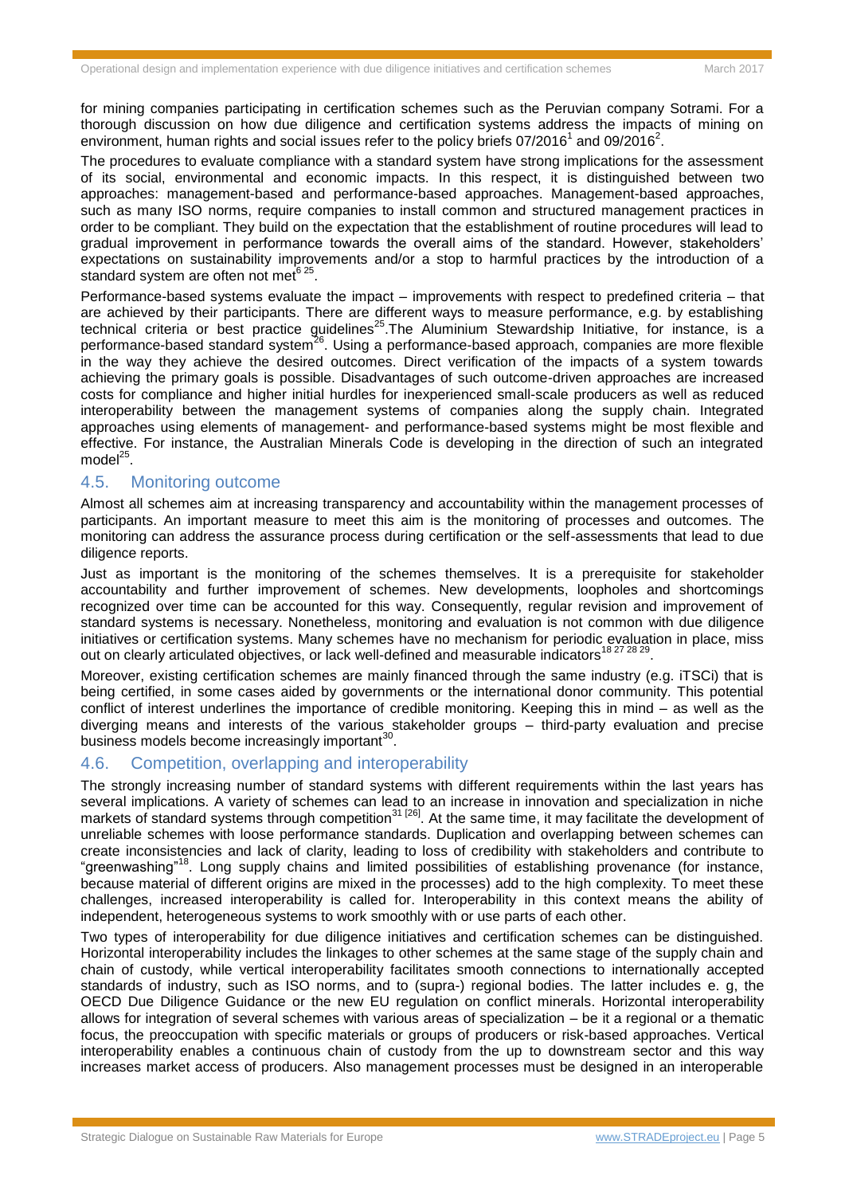for mining companies participating in certification schemes such as the Peruvian company Sotrami. For a thorough discussion on how due diligence and certification systems address the impacts of mining on environment, human rights and social issues refer to the policy briefs 07/2016[1] and 09/2016[2].

The procedures to evaluate compliance with a standard system have strong implications for the assessment of its social, environmental and economic impacts. In this respect, it is distinguished between two approaches: management-based and performance-based approaches. Management-based approaches, such as many ISO norms, require companies to install common and structured management practices in order to be compliant. They build on the expectation that the establishment of routine procedures will lead to gradual improvement in performance towards the overall aims of the standard. However, stakeholders' expectations on sustainability improvements and/or a stop to harmful practices by the introduction of a standard system are often not met[6 25].

Performance-based systems evaluate the impact – improvements with respect to predefined criteria – that are achieved by their participants. There are different ways to measure performance, e.g. by establishing technical criteria or best practice guidelines[25].The Aluminium Stewardship Initiative, for instance, is a performance-based standard system[26]. Using a performance-based approach, companies are more flexible in the way they achieve the desired outcomes. Direct verification of the impacts of a system towards achieving the primary goals is possible. Disadvantages of such outcome-driven approaches are increased costs for compliance and higher initial hurdles for inexperienced small-scale producers as well as reduced interoperability between the management systems of companies along the supply chain. Integrated approaches using elements of management- and performance-based systems might be most flexible and effective. For instance, the Australian Minerals Code is developing in the direction of such an integrated model[25].

## 4.5. Monitoring outcome

Almost all schemes aim at increasing transparency and accountability within the management processes of participants. An important measure to meet this aim is the monitoring of processes and outcomes. The monitoring can address the assurance process during certification or the self-assessments that lead to due diligence reports.

Just as important is the monitoring of the schemes themselves. It is a prerequisite for stakeholder accountability and further improvement of schemes. New developments, loopholes and shortcomings recognized over time can be accounted for this way. Consequently, regular revision and improvement of standard systems is necessary. Nonetheless, monitoring and evaluation is not common with due diligence initiatives or certification systems. Many schemes have no mechanism for periodic evaluation in place, miss out on clearly articulated objectives, or lack well-defined and measurable indicators[18 27 28 29].

Moreover, existing certification schemes are mainly financed through the same industry (e.g. iTSCi) that is being certified, in some cases aided by governments or the international donor community. This potential conflict of interest underlines the importance of credible monitoring. Keeping this in mind – as well as the diverging means and interests of the various stakeholder groups – third-party evaluation and precise business models become increasingly important[30].

## 4.6. Competition, overlapping and interoperability

The strongly increasing number of standard systems with different requirements within the last years has several implications. A variety of schemes can lead to an increase in innovation and specialization in niche markets of standard systems through competition[31 [26]]. At the same time, it may facilitate the development of unreliable schemes with loose performance standards. Duplication and overlapping between schemes can create inconsistencies and lack of clarity, leading to loss of credibility with stakeholders and contribute to "greenwashing"[18]. Long supply chains and limited possibilities of establishing provenance (for instance, because material of different origins are mixed in the processes) add to the high complexity. To meet these challenges, increased interoperability is called for. Interoperability in this context means the ability of independent, heterogeneous systems to work smoothly with or use parts of each other.

Two types of interoperability for due diligence initiatives and certification schemes can be distinguished. Horizontal interoperability includes the linkages to other schemes at the same stage of the supply chain and chain of custody, while vertical interoperability facilitates smooth connections to internationally accepted standards of industry, such as ISO norms, and to (supra-) regional bodies. The latter includes e. g, the OECD Due Diligence Guidance or the new EU regulation on conflict minerals. Horizontal interoperability allows for integration of several schemes with various areas of specialization – be it a regional or a thematic focus, the preoccupation with specific materials or groups of producers or risk-based approaches. Vertical interoperability enables a continuous chain of custody from the up to downstream sector and this way increases market access of producers. Also management processes must be designed in an interoperable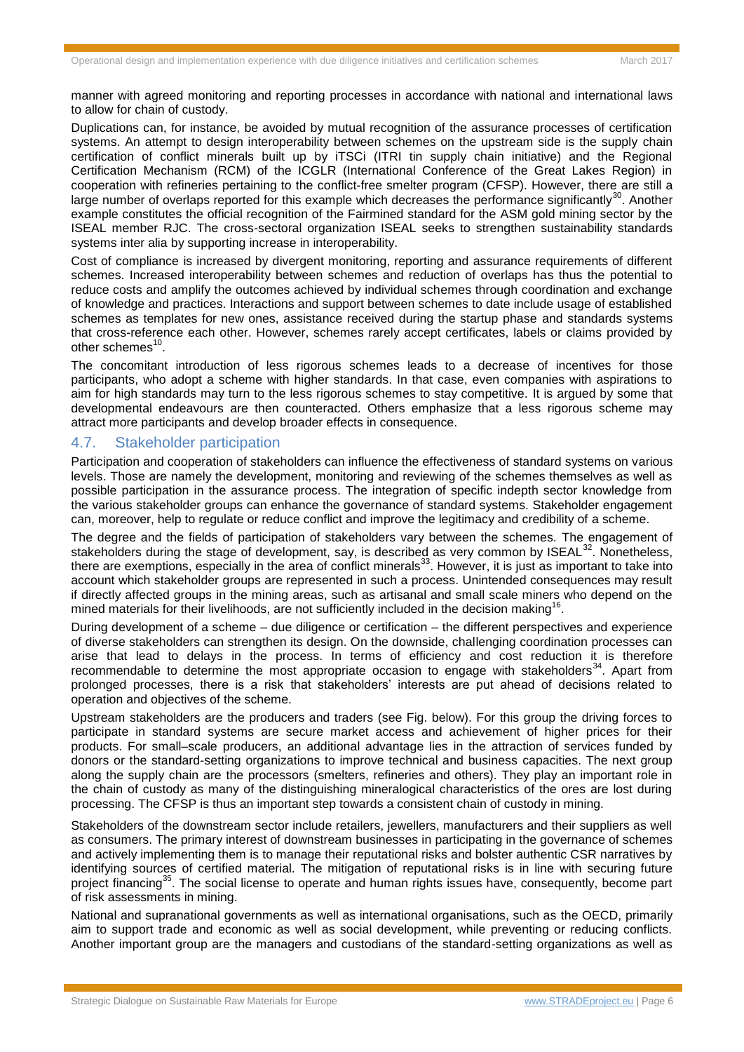manner with agreed monitoring and reporting processes in accordance with national and international laws to allow for chain of custody.

Duplications can, for instance, be avoided by mutual recognition of the assurance processes of certification systems. An attempt to design interoperability between schemes on the upstream side is the supply chain certification of conflict minerals built up by iTSCi (ITRI tin supply chain initiative) and the Regional Certification Mechanism (RCM) of the ICGLR (International Conference of the Great Lakes Region) in cooperation with refineries pertaining to the conflict-free smelter program (CFSP). However, there are still a large number of overlaps reported for this example which decreases the performance significantly[30]. Another example constitutes the official recognition of the Fairmined standard for the ASM gold mining sector by the ISEAL member RJC. The cross-sectoral organization ISEAL seeks to strengthen sustainability standards systems inter alia by supporting increase in interoperability.

Cost of compliance is increased by divergent monitoring, reporting and assurance requirements of different schemes. Increased interoperability between schemes and reduction of overlaps has thus the potential to reduce costs and amplify the outcomes achieved by individual schemes through coordination and exchange of knowledge and practices. Interactions and support between schemes to date include usage of established schemes as templates for new ones, assistance received during the startup phase and standards systems that cross-reference each other. However, schemes rarely accept certificates, labels or claims provided by other schemes[10].

The concomitant introduction of less rigorous schemes leads to a decrease of incentives for those participants, who adopt a scheme with higher standards. In that case, even companies with aspirations to aim for high standards may turn to the less rigorous schemes to stay competitive. It is argued by some that developmental endeavours are then counteracted. Others emphasize that a less rigorous scheme may attract more participants and develop broader effects in consequence.

## 4.7. Stakeholder participation

Participation and cooperation of stakeholders can influence the effectiveness of standard systems on various levels. Those are namely the development, monitoring and reviewing of the schemes themselves as well as possible participation in the assurance process. The integration of specific indepth sector knowledge from the various stakeholder groups can enhance the governance of standard systems. Stakeholder engagement can, moreover, help to regulate or reduce conflict and improve the legitimacy and credibility of a scheme.

The degree and the fields of participation of stakeholders vary between the schemes. The engagement of stakeholders during the stage of development, say, is described as very common by ISEAL[32]. Nonetheless, there are exemptions, especially in the area of conflict minerals[33]. However, it is just as important to take into account which stakeholder groups are represented in such a process. Unintended consequences may result if directly affected groups in the mining areas, such as artisanal and small scale miners who depend on the mined materials for their livelihoods, are not sufficiently included in the decision making[16].

During development of a scheme – due diligence or certification – the different perspectives and experience of diverse stakeholders can strengthen its design. On the downside, challenging coordination processes can arise that lead to delays in the process. In terms of efficiency and cost reduction it is therefore recommendable to determine the most appropriate occasion to engage with stakeholders[34]. Apart from prolonged processes, there is a risk that stakeholders' interests are put ahead of decisions related to operation and objectives of the scheme.

Upstream stakeholders are the producers and traders (see Fig. below). For this group the driving forces to participate in standard systems are secure market access and achievement of higher prices for their products. For small–scale producers, an additional advantage lies in the attraction of services funded by donors or the standard-setting organizations to improve technical and business capacities. The next group along the supply chain are the processors (smelters, refineries and others). They play an important role in the chain of custody as many of the distinguishing mineralogical characteristics of the ores are lost during processing. The CFSP is thus an important step towards a consistent chain of custody in mining.

Stakeholders of the downstream sector include retailers, jewellers, manufacturers and their suppliers as well as consumers. The primary interest of downstream businesses in participating in the governance of schemes and actively implementing them is to manage their reputational risks and bolster authentic CSR narratives by identifying sources of certified material. The mitigation of reputational risks is in line with securing future project financing[35]. The social license to operate and human rights issues have, consequently, become part of risk assessments in mining.

National and supranational governments as well as international organisations, such as the OECD, primarily aim to support trade and economic as well as social development, while preventing or reducing conflicts. Another important group are the managers and custodians of the standard-setting organizations as well as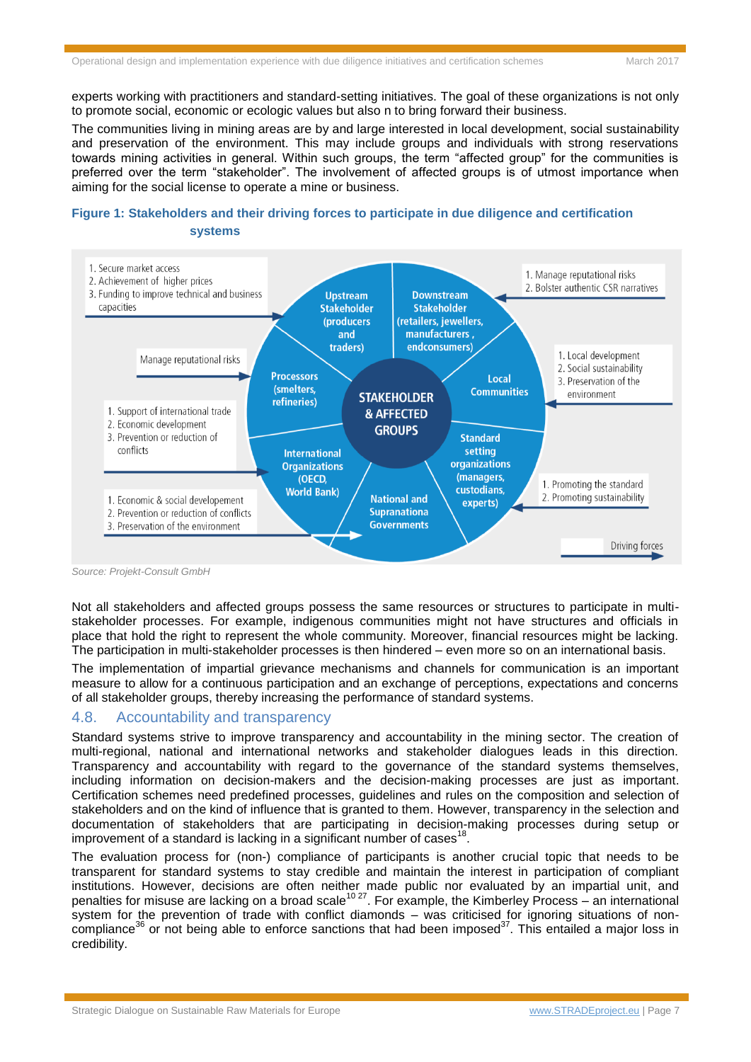experts working with practitioners and standard-setting initiatives. The goal of these organizations is not only to promote social, economic or ecologic values but also n to bring forward their business.

The communities living in mining areas are by and large interested in local development, social sustainability and preservation of the environment. This may include groups and individuals with strong reservations towards mining activities in general. Within such groups, the term “affected group” for the communities is preferred over the term “stakeholder”. The involvement of affected groups is of utmost importance when aiming for the social license to operate a mine or business.

**Figure 1: Stakeholders and their driving forces to participate in due diligence and certification systems**

*Source: Projekt-Consult GmbH*

Not all stakeholders and affected groups possess the same resources or structures to participate in multi-stakeholder processes. For example, indigenous communities might not have structures and officials in place that hold the right to represent the whole community. Moreover, financial resources might be lacking. The participation in multi-stakeholder processes is then hindered – even more so on an international basis.

The implementation of impartial grievance mechanisms and channels for communication is an important measure to allow for a continuous participation and an exchange of perceptions, expectations and concerns of all stakeholder groups, thereby increasing the performance of standard systems.

## 4.8. Accountability and transparency

Standard systems strive to improve transparency and accountability in the mining sector. The creation of multi-regional, national and international networks and stakeholder dialogues leads in this direction. Transparency and accountability with regard to the governance of the standard systems themselves, including information on decision-makers and the decision-making processes are just as important. Certification schemes need predefined processes, guidelines and rules on the composition and selection of stakeholders and on the kind of influence that is granted to them. However, transparency in the selection and documentation of stakeholders that are participating in decision-making processes during setup or improvement of a standard is lacking in a significant number of cases[18].

The evaluation process for (non-) compliance of participants is another crucial topic that needs to be transparent for standard systems to stay credible and maintain the interest in participation of compliant institutions. However, decisions are often neither made public nor evaluated by an impartial unit, and penalties for misuse are lacking on a broad scale[10 27]. For example, the Kimberley Process – an international system for the prevention of trade with conflict diamonds – was criticised for ignoring situations of non-compliance[36] or not being able to enforce sanctions that had been imposed[37]. This entailed a major loss in credibility.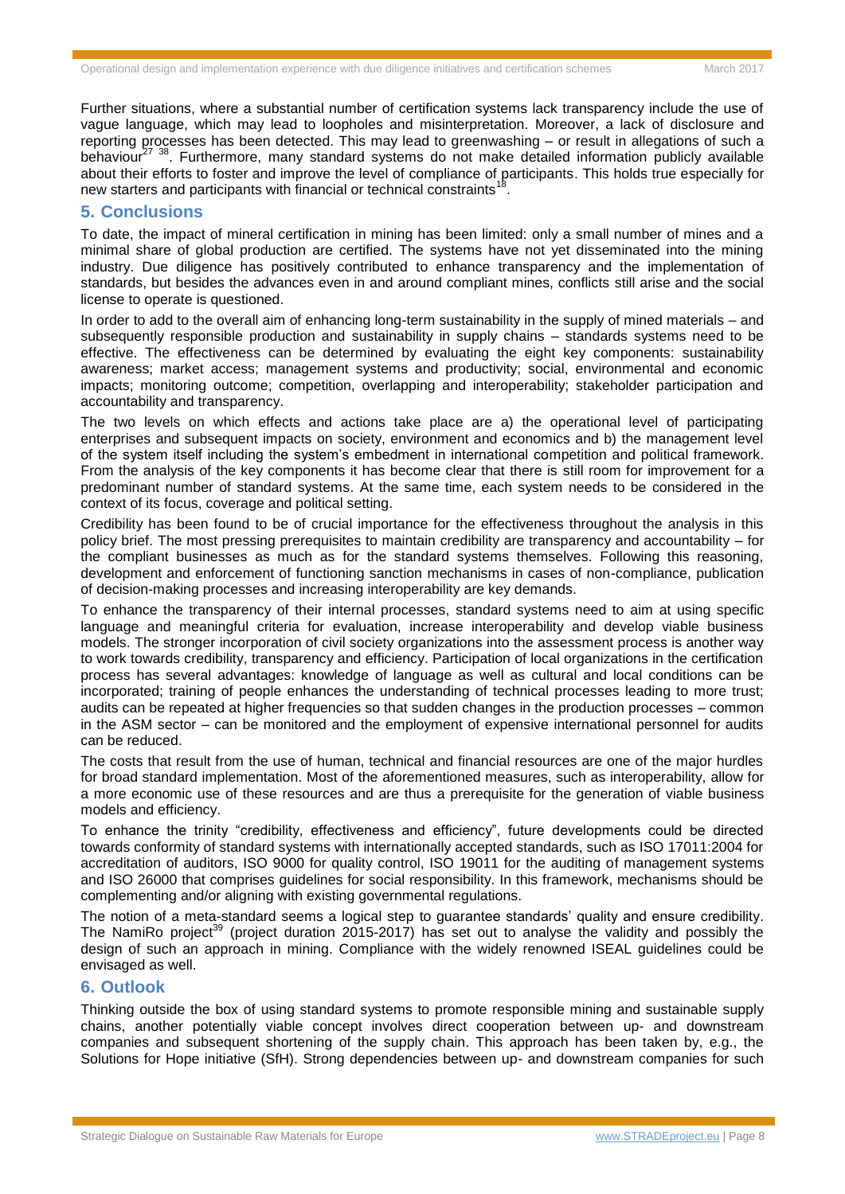Further situations, where a substantial number of certification systems lack transparency include the use of vague language, which may lead to loopholes and misinterpretation. Moreover, a lack of disclosure and reporting processes has been detected. This may lead to greenwashing – or result in allegations of such a behaviour[27 38]. Furthermore, many standard systems do not make detailed information publicly available about their efforts to foster and improve the level of compliance of participants. This holds true especially for new starters and participants with financial or technical constraints[18].

## 5. Conclusions

To date, the impact of mineral certification in mining has been limited: only a small number of mines and a minimal share of global production are certified. The systems have not yet disseminated into the mining industry. Due diligence has positively contributed to enhance transparency and the implementation of standards, but besides the advances even in and around compliant mines, conflicts still arise and the social license to operate is questioned.

In order to add to the overall aim of enhancing long-term sustainability in the supply of mined materials – and subsequently responsible production and sustainability in supply chains – standards systems need to be effective. The effectiveness can be determined by evaluating the eight key components: sustainability awareness; market access; management systems and productivity; social, environmental and economic impacts; monitoring outcome; competition, overlapping and interoperability; stakeholder participation and accountability and transparency.

The two levels on which effects and actions take place are a) the operational level of participating enterprises and subsequent impacts on society, environment and economics and b) the management level of the system itself including the system's embedment in international competition and political framework. From the analysis of the key components it has become clear that there is still room for improvement for a predominant number of standard systems. At the same time, each system needs to be considered in the context of its focus, coverage and political setting.

Credibility has been found to be of crucial importance for the effectiveness throughout the analysis in this policy brief. The most pressing prerequisites to maintain credibility are transparency and accountability – for the compliant businesses as much as for the standard systems themselves. Following this reasoning, development and enforcement of functioning sanction mechanisms in cases of non-compliance, publication of decision-making processes and increasing interoperability are key demands.

To enhance the transparency of their internal processes, standard systems need to aim at using specific language and meaningful criteria for evaluation, increase interoperability and develop viable business models. The stronger incorporation of civil society organizations into the assessment process is another way to work towards credibility, transparency and efficiency. Participation of local organizations in the certification process has several advantages: knowledge of language as well as cultural and local conditions can be incorporated; training of people enhances the understanding of technical processes leading to more trust; audits can be repeated at higher frequencies so that sudden changes in the production processes – common in the ASM sector – can be monitored and the employment of expensive international personnel for audits can be reduced.

The costs that result from the use of human, technical and financial resources are one of the major hurdles for broad standard implementation. Most of the aforementioned measures, such as interoperability, allow for a more economic use of these resources and are thus a prerequisite for the generation of viable business models and efficiency.

To enhance the trinity "credibility, effectiveness and efficiency", future developments could be directed towards conformity of standard systems with internationally accepted standards, such as ISO 17011:2004 for accreditation of auditors, ISO 9000 for quality control, ISO 19011 for the auditing of management systems and ISO 26000 that comprises guidelines for social responsibility. In this framework, mechanisms should be complementing and/or aligning with existing governmental regulations.

The notion of a meta-standard seems a logical step to guarantee standards' quality and ensure credibility. The NamiRo project[39] (project duration 2015-2017) has set out to analyse the validity and possibly the design of such an approach in mining. Compliance with the widely renowned ISEAL guidelines could be envisaged as well.

## 6. Outlook

Thinking outside the box of using standard systems to promote responsible mining and sustainable supply chains, another potentially viable concept involves direct cooperation between up- and downstream companies and subsequent shortening of the supply chain. This approach has been taken by, e.g., the Solutions for Hope initiative (SfH). Strong dependencies between up- and downstream companies for such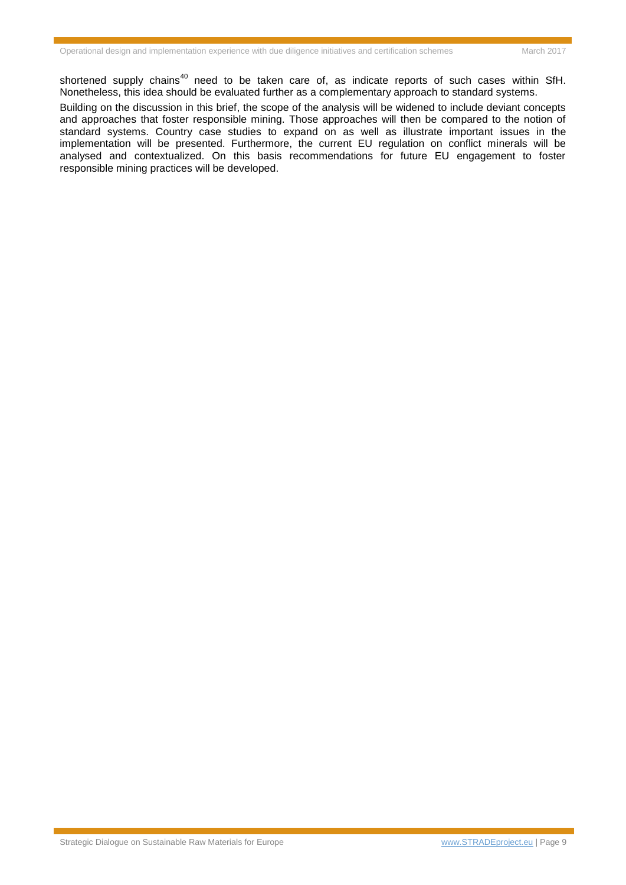shortened supply chains[40] need to be taken care of, as indicate reports of such cases within SfH. Nonetheless, this idea should be evaluated further as a complementary approach to standard systems.

Building on the discussion in this brief, the scope of the analysis will be widened to include deviant concepts and approaches that foster responsible mining. Those approaches will then be compared to the notion of standard systems. Country case studies to expand on as well as illustrate important issues in the implementation will be presented. Furthermore, the current EU regulation on conflict minerals will be analysed and contextualized. On this basis recommendations for future EU engagement to foster responsible mining practices will be developed.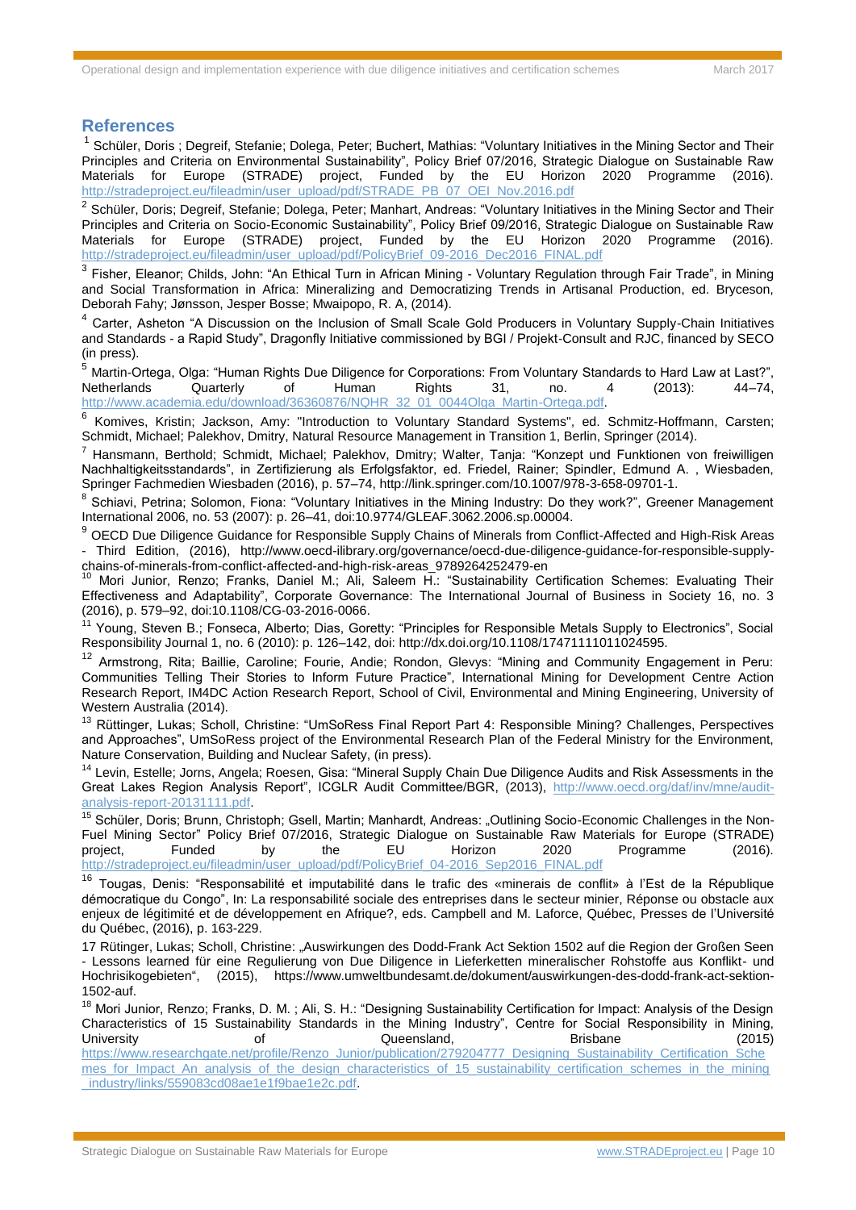## References

[1] Schüler, Doris ; Degreif, Stefanie; Dolega, Peter; Buchert, Mathias: “Voluntary Initiatives in the Mining Sector and Their Principles and Criteria on Environmental Sustainability”, Policy Brief 07/2016, Strategic Dialogue on Sustainable Raw Materials for Europe (STRADE) project, Funded by the EU Horizon 2020 Programme (2016). http://stradeproject.eu/fileadmin/user_upload/pdf/STRADE_PB_07_OEI_Nov.2016.pdf

[2] Schüler, Doris; Degreif, Stefanie; Dolega, Peter; Manhart, Andreas: “Voluntary Initiatives in the Mining Sector and Their Principles and Criteria on Socio-Economic Sustainability”, Policy Brief 09/2016, Strategic Dialogue on Sustainable Raw Materials for Europe (STRADE) project, Funded by the EU Horizon 2020 Programme (2016). http://stradeproject.eu/fileadmin/user_upload/pdf/PolicyBrief_09-2016_Dec2016_FINAL.pdf

[3] Fisher, Eleanor; Childs, John: “An Ethical Turn in African Mining - Voluntary Regulation through Fair Trade”, in Mining and Social Transformation in Africa: Mineralizing and Democratizing Trends in Artisanal Production, ed. Bryceson, Deborah Fahy; Jønsson, Jesper Bosse; Mwaipopo, R. A, (2014).

[4] Carter, Asheton “A Discussion on the Inclusion of Small Scale Gold Producers in Voluntary Supply-Chain Initiatives and Standards - a Rapid Study”, Dragonfly Initiative commissioned by BGI / Projekt-Consult and RJC, financed by SECO (in press).

[5] Martin-Ortega, Olga: “Human Rights Due Diligence for Corporations: From Voluntary Standards to Hard Law at Last?”, Netherlands Quarterly of Human Rights 31, no. 4 (2013): 44–74, http://www.academia.edu/download/36360876/NQHR_32_01_0044Olga_Martin-Ortega.pdf.

[6] Komives, Kristin; Jackson, Amy: "Introduction to Voluntary Standard Systems", ed. Schmitz-Hoffmann, Carsten; Schmidt, Michael; Palekhov, Dmitry, Natural Resource Management in Transition 1, Berlin, Springer (2014).

[7] Hansmann, Berthold; Schmidt, Michael; Palekhov, Dmitry; Walter, Tanja: “Konzept und Funktionen von freiwilligen Nachhaltigkeitsstandards”, in Zertifizierung als Erfolgsfaktor, ed. Friedel, Rainer; Spindler, Edmund A. , Wiesbaden, Springer Fachmedien Wiesbaden (2016), p. 57–74, http://link.springer.com/10.1007/978-3-658-09701-1.

[8] Schiavi, Petrina; Solomon, Fiona: “Voluntary Initiatives in the Mining Industry: Do they work?”, Greener Management International 2006, no. 53 (2007): p. 26–41, doi:10.9774/GLEAF.3062.2006.sp.00004.

[9] OECD Due Diligence Guidance for Responsible Supply Chains of Minerals from Conflict-Affected and High-Risk Areas - Third Edition, (2016), http://www.oecd-ilibrary.org/governance/oecd-due-diligence-guidance-for-responsible-supply-chains-of-minerals-from-conflict-affected-and-high-risk-areas_9789264252479-en

[10] Mori Junior, Renzo; Franks, Daniel M.; Ali, Saleem H.: “Sustainability Certification Schemes: Evaluating Their Effectiveness and Adaptability”, Corporate Governance: The International Journal of Business in Society 16, no. 3 (2016), p. 579–92, doi:10.1108/CG-03-2016-0066.

[11] Young, Steven B.; Fonseca, Alberto; Dias, Goretty: “Principles for Responsible Metals Supply to Electronics”, Social Responsibility Journal 1, no. 6 (2010): p. 126–142, doi: http://dx.doi.org/10.1108/17471111011024595.

[12] Armstrong, Rita; Baillie, Caroline; Fourie, Andie; Rondon, Glevys: “Mining and Community Engagement in Peru: Communities Telling Their Stories to Inform Future Practice”, International Mining for Development Centre Action Research Report, IM4DC Action Research Report, School of Civil, Environmental and Mining Engineering, University of Western Australia (2014).

[13] Rüttinger, Lukas; Scholl, Christine: “UmSoRess Final Report Part 4: Responsible Mining? Challenges, Perspectives and Approaches”, UmSoRess project of the Environmental Research Plan of the Federal Ministry for the Environment, Nature Conservation, Building and Nuclear Safety, (in press).

[14] Levin, Estelle; Jorns, Angela; Roesen, Gisa: “Mineral Supply Chain Due Diligence Audits and Risk Assessments in the Great Lakes Region Analysis Report”, ICGLR Audit Committee/BGR, (2013), http://www.oecd.org/daf/inv/mne/audit-analysis-report-20131111.pdf.

[15] Schüler, Doris; Brunn, Christoph; Gsell, Martin; Manhardt, Andreas: „Outlining Socio-Economic Challenges in the Non-Fuel Mining Sector” Policy Brief 07/2016, Strategic Dialogue on Sustainable Raw Materials for Europe (STRADE) project, Funded by the EU Horizon 2020 Programme (2016). http://stradeproject.eu/fileadmin/user_upload/pdf/PolicyBrief_04-2016_Sep2016_FINAL.pdf

[16] Tougas, Denis: “Responsabilité et imputabilité dans le trafic des «minerais de conflit» à l'Est de la République démocratique du Congo”, In: La responsabilité sociale des entreprises dans le secteur minier, Réponse ou obstacle aux enjeux de légitimité et de développement en Afrique?, eds. Campbell and M. Laforce, Québec, Presses de l'Université du Québec, (2016), p. 163-229.

17 Rütinger, Lukas; Scholl, Christine: „Auswirkungen des Dodd-Frank Act Sektion 1502 auf die Region der Großen Seen - Lessons learned für eine Regulierung von Due Diligence in Lieferketten mineralischer Rohstoffe aus Konflikt- und Hochrisikogebieten“, (2015), https://www.umweltbundesamt.de/dokument/auswirkungen-des-dodd-frank-act-sektion-1502-auf.

[18] Mori Junior, Renzo; Franks, D. M. ; Ali, S. H.: “Designing Sustainability Certification for Impact: Analysis of the Design Characteristics of 15 Sustainability Standards in the Mining Industry”, Centre for Social Responsibility in Mining, University of Queensland, Brisbane (2015) https://www.researchgate.net/profile/Renzo_Junior/publication/279204777_Designing_Sustainability_Certification_Schemes_for_Impact_An_analysis_of_the_design_characteristics_of_15_sustainability_certification_schemes_in_the_mining_industry/links/559083cd08ae1e1f9bae1e2c.pdf.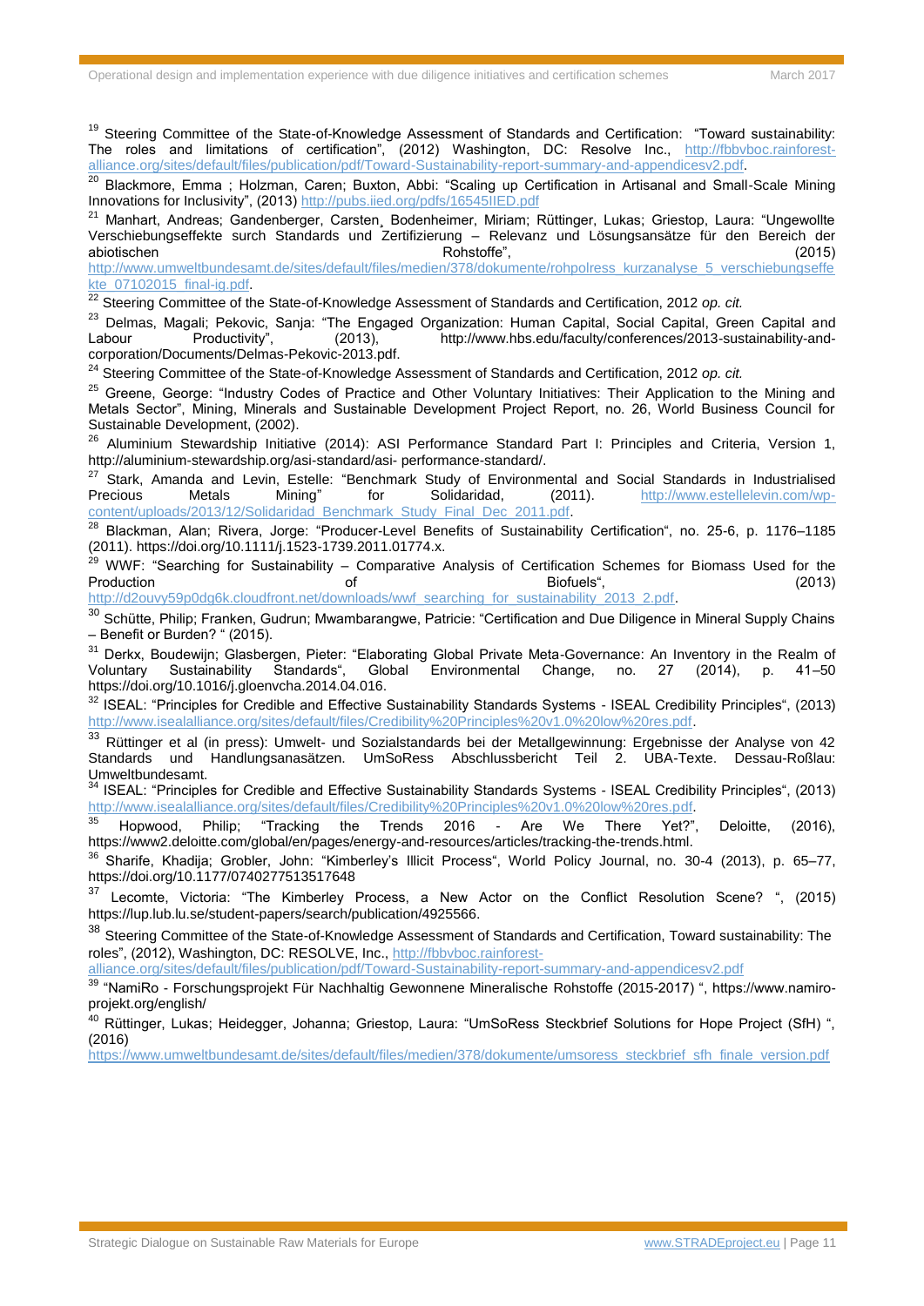[19] Steering Committee of the State-of-Knowledge Assessment of Standards and Certification: "Toward sustainability: The roles and limitations of certification", (2012) Washington, DC: Resolve Inc., http://fbbvboc.rainforest-alliance.org/sites/default/files/publication/pdf/Toward-Sustainability-report-summary-and-appendicesv2.pdf.

[20] Blackmore, Emma ; Holzman, Caren; Buxton, Abbi: "Scaling up Certification in Artisanal and Small-Scale Mining Innovations for Inclusivity", (2013) http://pubs.iied.org/pdfs/16545IIED.pdf

[21] Manhart, Andreas; Gandenberger, Carsten, Bodenheimer, Miriam; Rüttinger, Lukas; Griestop, Laura: "Ungewollte Verschiebungseffekte surch Standards und Zertifizierung – Relevanz und Lösungsansätze für den Bereich der abiotischen Rohstoffe", (2015) http://www.umweltbundesamt.de/sites/default/files/medien/378/dokumente/rohpolress_kurzanalyse_5_verschiebungseffekte_07102015_final-ig.pdf.

[22] Steering Committee of the State-of-Knowledge Assessment of Standards and Certification, 2012 *op. cit.*

[23] Delmas, Magali; Pekovic, Sanja: "The Engaged Organization: Human Capital, Social Capital, Green Capital and Labour Productivity", (2013), http://www.hbs.edu/faculty/conferences/2013-sustainability-and-corporation/Documents/Delmas-Pekovic-2013.pdf.

[24] Steering Committee of the State-of-Knowledge Assessment of Standards and Certification, 2012 *op. cit.*

[25] Greene, George: "Industry Codes of Practice and Other Voluntary Initiatives: Their Application to the Mining and Metals Sector", Mining, Minerals and Sustainable Development Project Report, no. 26, World Business Council for Sustainable Development, (2002).

[26] Aluminium Stewardship Initiative (2014): ASI Performance Standard Part I: Principles and Criteria, Version 1, http://aluminium-stewardship.org/asi-standard/asi- performance-standard/.

[27] Stark, Amanda and Levin, Estelle: "Benchmark Study of Environmental and Social Standards in Industrialised Precious Metals Mining" for Solidaridad, (2011). http://www.estellelevin.com/wp-content/uploads/2013/12/Solidaridad_Benchmark_Study_Final_Dec_2011.pdf.

[28] Blackman, Alan; Rivera, Jorge: "Producer-Level Benefits of Sustainability Certification", no. 25-6, p. 1176–1185 (2011). https://doi.org/10.1111/j.1523-1739.2011.01774.x.

[29] WWF: "Searching for Sustainability – Comparative Analysis of Certification Schemes for Biomass Used for the Production of Biofuels", (2013) http://d2ouvy59p0dg6k.cloudfront.net/downloads/wwf_searching_for_sustainability_2013_2.pdf.

[30] Schütte, Philip; Franken, Gudrun; Mwambarangwe, Patricie: "Certification and Due Diligence in Mineral Supply Chains – Benefit or Burden? " (2015).

[31] Derkx, Boudewijn; Glasbergen, Pieter: "Elaborating Global Private Meta-Governance: An Inventory in the Realm of Voluntary Sustainability Standards", Global Environmental Change, no. 27 (2014), p. 41–50 https://doi.org/10.1016/j.gloenvcha.2014.04.016.

[32] ISEAL: "Principles for Credible and Effective Sustainability Standards Systems - ISEAL Credibility Principles", (2013) http://www.isealalliance.org/sites/default/files/Credibility%20Principles%20v1.0%20low%20res.pdf.

[33] Rüttinger et al (in press): Umwelt- und Sozialstandards bei der Metallgewinnung: Ergebnisse der Analyse von 42 Standards und Handlungsanasätzen. UmSoRess Abschlussbericht Teil 2. UBA-Texte. Dessau-Roßlau: Umweltbundesamt.

[34] ISEAL: "Principles for Credible and Effective Sustainability Standards Systems - ISEAL Credibility Principles", (2013) http://www.isealalliance.org/sites/default/files/Credibility%20Principles%20v1.0%20low%20res.pdf.

[35] Hopwood, Philip; "Tracking the Trends 2016 - Are We There Yet?", Deloitte, (2016), https://www2.deloitte.com/global/en/pages/energy-and-resources/articles/tracking-the-trends.html.

[36] Sharife, Khadija; Grobler, John: "Kimberley's Illicit Process", World Policy Journal, no. 30-4 (2013), p. 65–77, https://doi.org/10.1177/0740277513517648

[37] Lecomte, Victoria: "The Kimberley Process, a New Actor on the Conflict Resolution Scene? ", (2015) https://lup.lub.lu.se/student-papers/search/publication/4925566.

[38] Steering Committee of the State-of-Knowledge Assessment of Standards and Certification, Toward sustainability: The roles", (2012), Washington, DC: RESOLVE, Inc., http://fbbvboc.rainforest-alliance.org/sites/default/files/publication/pdf/Toward-Sustainability-report-summary-and-appendicesv2.pdf

[39] "NamiRo - Forschungsprojekt Für Nachhaltig Gewonnene Mineralische Rohstoffe (2015-2017) ", https://www.namiro-projekt.org/english/

[40] Rüttinger, Lukas; Heidegger, Johanna; Griestop, Laura: "UmSoRess Steckbrief Solutions for Hope Project (SfH) ", (2016) https://www.umweltbundesamt.de/sites/default/files/medien/378/dokumente/umsoress_steckbrief_sfh_finale_version.pdf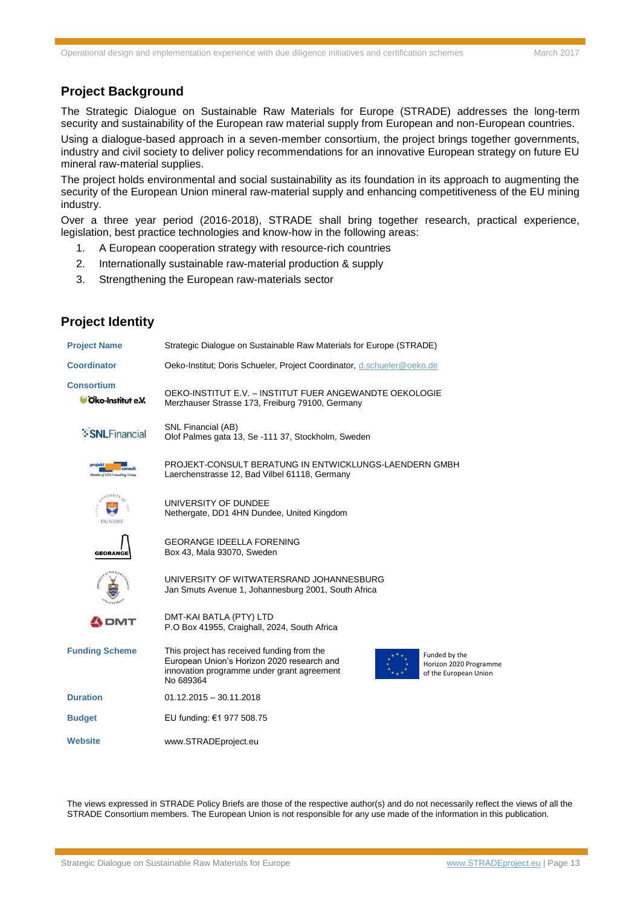## Project Background

The Strategic Dialogue on Sustainable Raw Materials for Europe (STRADE) addresses the long-term security and sustainability of the European raw material supply from European and non-European countries.

Using a dialogue-based approach in a seven-member consortium, the project brings together governments, industry and civil society to deliver policy recommendations for an innovative European strategy on future EU mineral raw-material supplies.

The project holds environmental and social sustainability as its foundation in its approach to augmenting the security of the European Union mineral raw-material supply and enhancing competitiveness of the EU mining industry.

Over a three year period (2016-2018), STRADE shall bring together research, practical experience, legislation, best practice technologies and know-how in the following areas:

1. A European cooperation strategy with resource-rich countries
2. Internationally sustainable raw-material production & supply
3. Strengthening the European raw-materials sector

## Project Identity

| | |
|---|---|
| **Project Name** | Strategic Dialogue on Sustainable Raw Materials for Europe (STRADE) |
| **Coordinator** | Oeko-Institut; Doris Schueler, Project Coordinator, d.schueler@oeko.de |
| **Consortium** Öko-Institut e.V. | OEKO-INSTITUT E.V. – INSTITUT FUER ANGEWANDTE OEKOLOGIE<br>Merzhauser Strasse 173, Freiburg 79100, Germany |
| SNLFinancial | SNL Financial (AB)<br>Olof Palmes gata 13, Se -111 37, Stockholm, Sweden |
| projekt consult | PROJEKT-CONSULT BERATUNG IN ENTWICKLUNGS-LAENDERN GMBH<br>Laerchenstrasse 12, Bad Vilbel 61118, Germany |
| University of Dundee | UNIVERSITY OF DUNDEE<br>Nethergate, DD1 4HN Dundee, United Kingdom |
| GEORANGE | GEORANGE IDEELLA FORENING<br>Box 43, Mala 93070, Sweden |
| University of the Witwatersrand | UNIVERSITY OF WITWATERSRAND JOHANNESBURG<br>Jan Smuts Avenue 1, Johannesburg 2001, South Africa |
| DMT | DMT-KAI BATLA (PTY) LTD<br>P.O Box 41955, Craighall, 2024, South Africa |
| **Funding Scheme** | This project has received funding from the European Union's Horizon 2020 research and innovation programme under grant agreement No 689364<br>Funded by the Horizon 2020 Programme of the European Union |
| **Duration** | 01.12.2015 – 30.11.2018 |
| **Budget** | EU funding: €1 977 508.75 |
| **Website** | www.STRADEproject.eu |

The views expressed in STRADE Policy Briefs are those of the respective author(s) and do not necessarily reflect the views of all the STRADE Consortium members. The European Union is not responsible for any use made of the information in this publication.